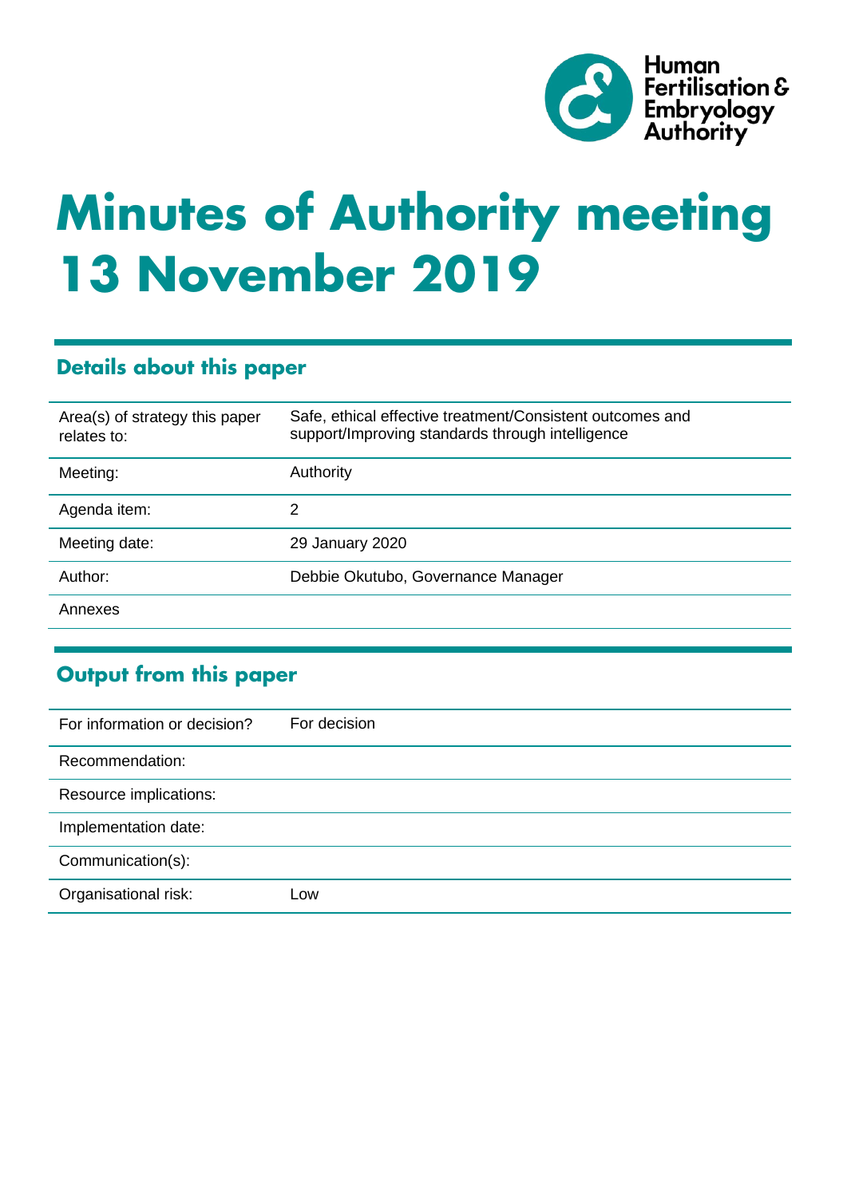Human Fertilisation & Embryology Authority

# Minutes of Authority meeting 13 November 2019

## Details about this paper

| Area(s) of strategy this paper relates to: | Safe, ethical effective treatment/Consistent outcomes and support/Improving standards through intelligence |
|---|---|
| Meeting: | Authority |
| Agenda item: | 2 |
| Meeting date: | 29 January 2020 |
| Author: | Debbie Okutubo, Governance Manager |
| Annexes | |

## Output from this paper

| For information or decision? | For decision |
|---|---|
| Recommendation: | |
| Resource implications: | |
| Implementation date: | |
| Communication(s): | |
| Organisational risk: | Low |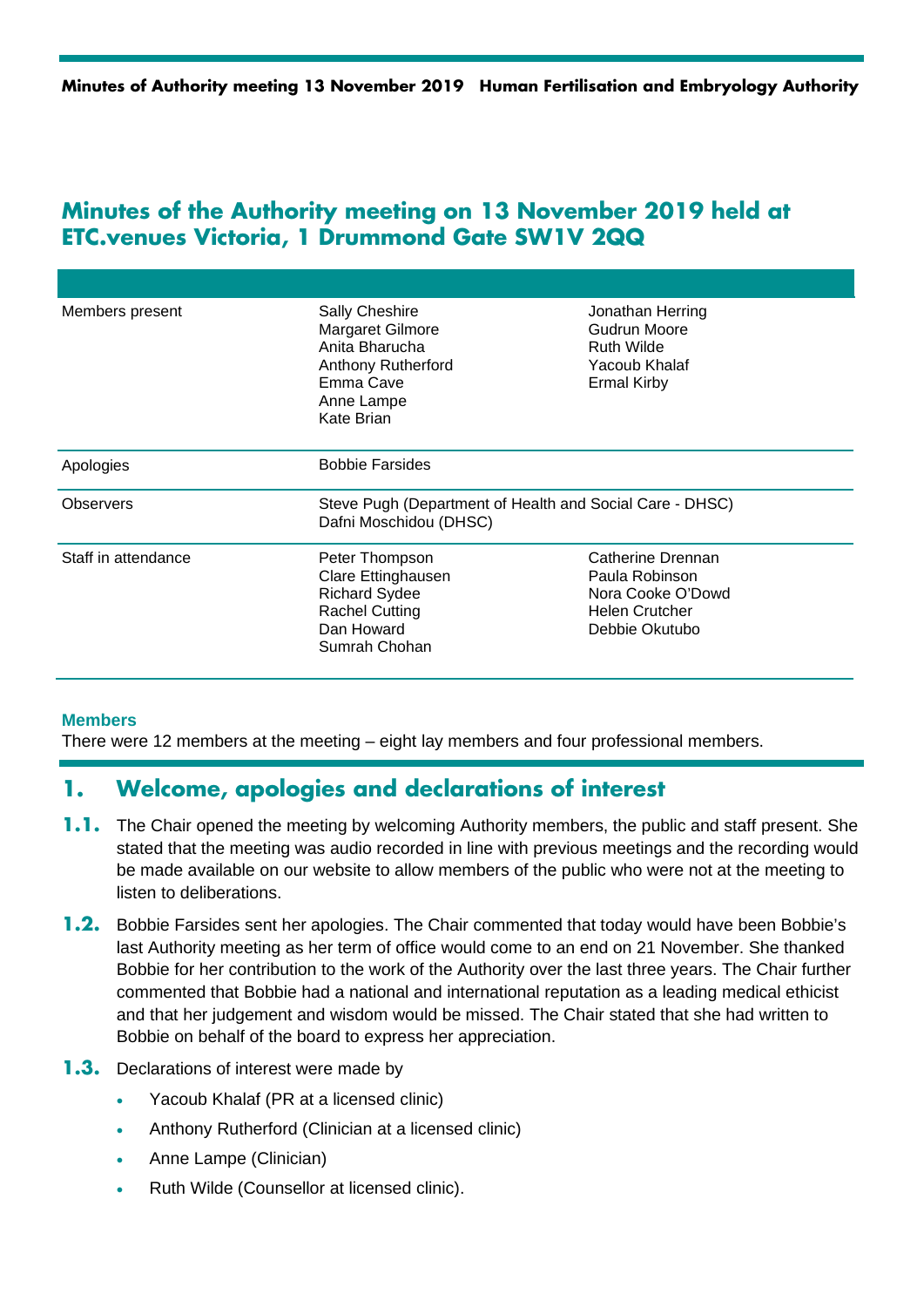# Minutes of the Authority meeting on 13 November 2019 held at ETC.venues Victoria, 1 Drummond Gate SW1V 2QQ

| | | |
|---|---|---|
| Members present | Sally Cheshire<br>Margaret Gilmore<br>Anita Bharucha<br>Anthony Rutherford<br>Emma Cave<br>Anne Lampe<br>Kate Brian | Jonathan Herring<br>Gudrun Moore<br>Ruth Wilde<br>Yacoub Khalaf<br>Ermal Kirby |
| Apologies | Bobbie Farsides | |
| Observers | Steve Pugh (Department of Health and Social Care - DHSC)<br>Dafni Moschidou (DHSC) | |
| Staff in attendance | Peter Thompson<br>Clare Ettinghausen<br>Richard Sydee<br>Rachel Cutting<br>Dan Howard<br>Sumrah Chohan | Catherine Drennan<br>Paula Robinson<br>Nora Cooke O'Dowd<br>Helen Crutcher<br>Debbie Okutubo |

**Members**

There were 12 members at the meeting – eight lay members and four professional members.

## 1. Welcome, apologies and declarations of interest

**1.1.** The Chair opened the meeting by welcoming Authority members, the public and staff present. She stated that the meeting was audio recorded in line with previous meetings and the recording would be made available on our website to allow members of the public who were not at the meeting to listen to deliberations.

**1.2.** Bobbie Farsides sent her apologies. The Chair commented that today would have been Bobbie's last Authority meeting as her term of office would come to an end on 21 November. She thanked Bobbie for her contribution to the work of the Authority over the last three years. The Chair further commented that Bobbie had a national and international reputation as a leading medical ethicist and that her judgement and wisdom would be missed. The Chair stated that she had written to Bobbie on behalf of the board to express her appreciation.

**1.3.** Declarations of interest were made by

- Yacoub Khalaf (PR at a licensed clinic)
- Anthony Rutherford (Clinician at a licensed clinic)
- Anne Lampe (Clinician)
- Ruth Wilde (Counsellor at licensed clinic).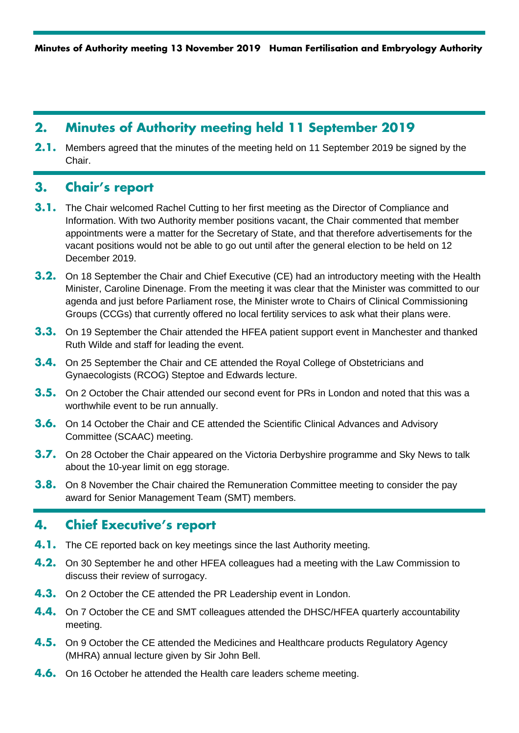## 2. Minutes of Authority meeting held 11 September 2019

**2.1.** Members agreed that the minutes of the meeting held on 11 September 2019 be signed by the Chair.

## 3. Chair's report

**3.1.** The Chair welcomed Rachel Cutting to her first meeting as the Director of Compliance and Information. With two Authority member positions vacant, the Chair commented that member appointments were a matter for the Secretary of State, and that therefore advertisements for the vacant positions would not be able to go out until after the general election to be held on 12 December 2019.

**3.2.** On 18 September the Chair and Chief Executive (CE) had an introductory meeting with the Health Minister, Caroline Dinenage. From the meeting it was clear that the Minister was committed to our agenda and just before Parliament rose, the Minister wrote to Chairs of Clinical Commissioning Groups (CCGs) that currently offered no local fertility services to ask what their plans were.

**3.3.** On 19 September the Chair attended the HFEA patient support event in Manchester and thanked Ruth Wilde and staff for leading the event.

**3.4.** On 25 September the Chair and CE attended the Royal College of Obstetricians and Gynaecologists (RCOG) Steptoe and Edwards lecture.

**3.5.** On 2 October the Chair attended our second event for PRs in London and noted that this was a worthwhile event to be run annually.

**3.6.** On 14 October the Chair and CE attended the Scientific Clinical Advances and Advisory Committee (SCAAC) meeting.

**3.7.** On 28 October the Chair appeared on the Victoria Derbyshire programme and Sky News to talk about the 10-year limit on egg storage.

**3.8.** On 8 November the Chair chaired the Remuneration Committee meeting to consider the pay award for Senior Management Team (SMT) members.

## 4. Chief Executive's report

**4.1.** The CE reported back on key meetings since the last Authority meeting.

**4.2.** On 30 September he and other HFEA colleagues had a meeting with the Law Commission to discuss their review of surrogacy.

**4.3.** On 2 October the CE attended the PR Leadership event in London.

**4.4.** On 7 October the CE and SMT colleagues attended the DHSC/HFEA quarterly accountability meeting.

**4.5.** On 9 October the CE attended the Medicines and Healthcare products Regulatory Agency (MHRA) annual lecture given by Sir John Bell.

**4.6.** On 16 October he attended the Health care leaders scheme meeting.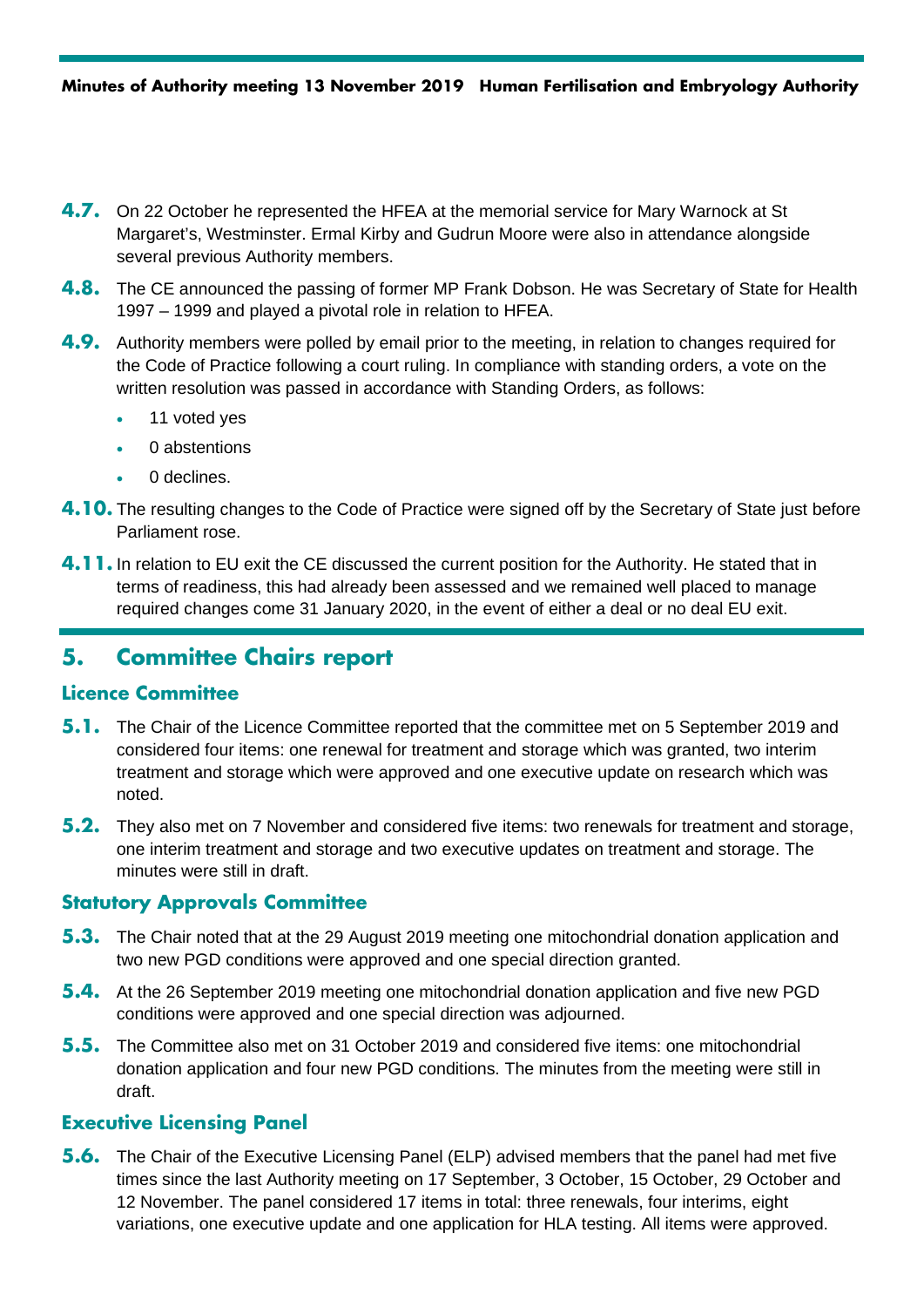**4.7.** On 22 October he represented the HFEA at the memorial service for Mary Warnock at St Margaret's, Westminster. Ermal Kirby and Gudrun Moore were also in attendance alongside several previous Authority members.

**4.8.** The CE announced the passing of former MP Frank Dobson. He was Secretary of State for Health 1997 – 1999 and played a pivotal role in relation to HFEA.

**4.9.** Authority members were polled by email prior to the meeting, in relation to changes required for the Code of Practice following a court ruling. In compliance with standing orders, a vote on the written resolution was passed in accordance with Standing Orders, as follows:

- 11 voted yes
- 0 abstentions
- 0 declines.

**4.10.** The resulting changes to the Code of Practice were signed off by the Secretary of State just before Parliament rose.

**4.11.** In relation to EU exit the CE discussed the current position for the Authority. He stated that in terms of readiness, this had already been assessed and we remained well placed to manage required changes come 31 January 2020, in the event of either a deal or no deal EU exit.

## 5. Committee Chairs report

### Licence Committee

**5.1.** The Chair of the Licence Committee reported that the committee met on 5 September 2019 and considered four items: one renewal for treatment and storage which was granted, two interim treatment and storage which were approved and one executive update on research which was noted.

**5.2.** They also met on 7 November and considered five items: two renewals for treatment and storage, one interim treatment and storage and two executive updates on treatment and storage. The minutes were still in draft.

### Statutory Approvals Committee

**5.3.** The Chair noted that at the 29 August 2019 meeting one mitochondrial donation application and two new PGD conditions were approved and one special direction granted.

**5.4.** At the 26 September 2019 meeting one mitochondrial donation application and five new PGD conditions were approved and one special direction was adjourned.

**5.5.** The Committee also met on 31 October 2019 and considered five items: one mitochondrial donation application and four new PGD conditions. The minutes from the meeting were still in draft.

### Executive Licensing Panel

**5.6.** The Chair of the Executive Licensing Panel (ELP) advised members that the panel had met five times since the last Authority meeting on 17 September, 3 October, 15 October, 29 October and 12 November. The panel considered 17 items in total: three renewals, four interims, eight variations, one executive update and one application for HLA testing. All items were approved.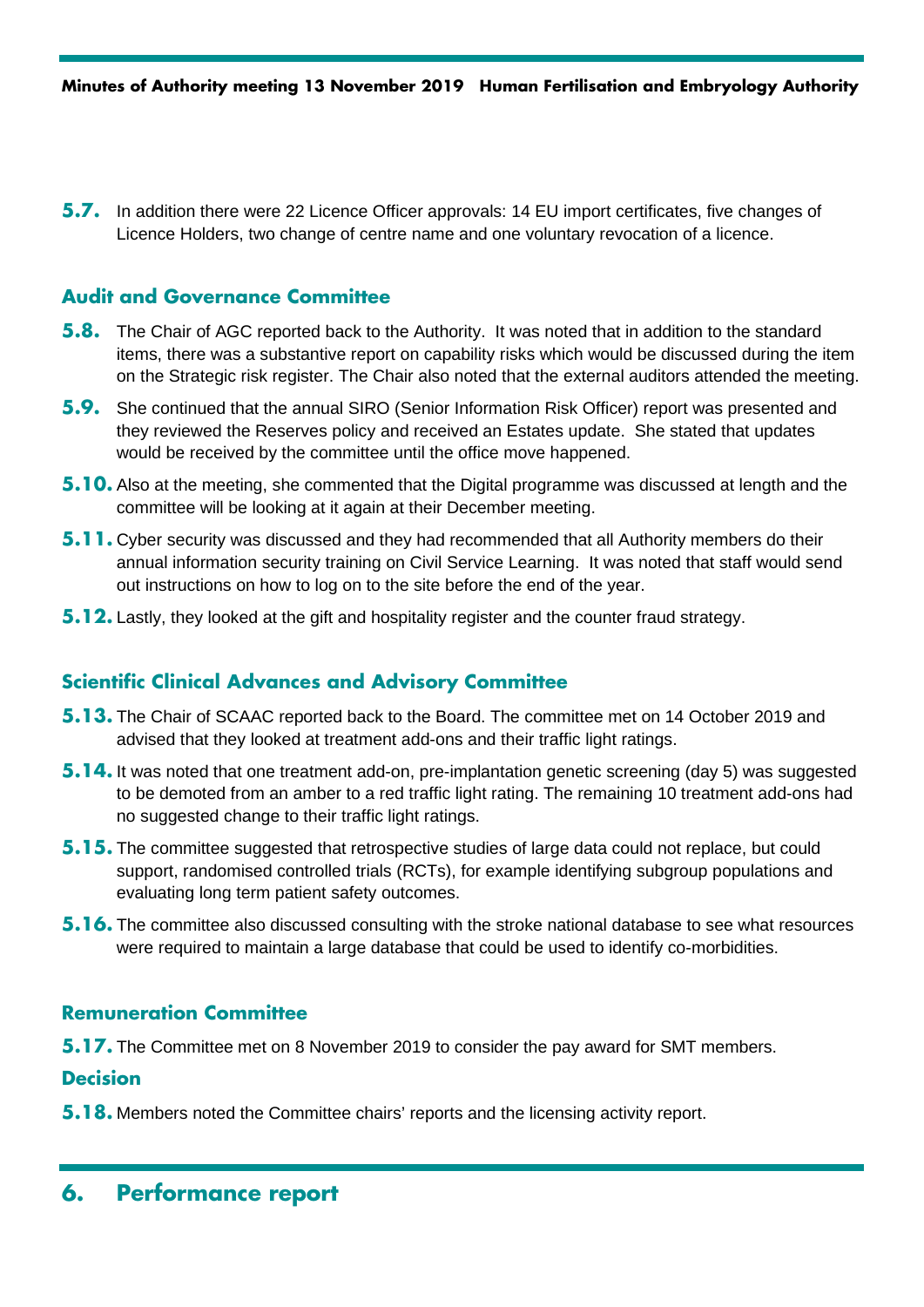**5.7.** In addition there were 22 Licence Officer approvals: 14 EU import certificates, five changes of Licence Holders, two change of centre name and one voluntary revocation of a licence.

### Audit and Governance Committee

**5.8.** The Chair of AGC reported back to the Authority. It was noted that in addition to the standard items, there was a substantive report on capability risks which would be discussed during the item on the Strategic risk register. The Chair also noted that the external auditors attended the meeting.

**5.9.** She continued that the annual SIRO (Senior Information Risk Officer) report was presented and they reviewed the Reserves policy and received an Estates update. She stated that updates would be received by the committee until the office move happened.

**5.10.** Also at the meeting, she commented that the Digital programme was discussed at length and the committee will be looking at it again at their December meeting.

**5.11.** Cyber security was discussed and they had recommended that all Authority members do their annual information security training on Civil Service Learning. It was noted that staff would send out instructions on how to log on to the site before the end of the year.

**5.12.** Lastly, they looked at the gift and hospitality register and the counter fraud strategy.

### Scientific Clinical Advances and Advisory Committee

**5.13.** The Chair of SCAAC reported back to the Board. The committee met on 14 October 2019 and advised that they looked at treatment add-ons and their traffic light ratings.

**5.14.** It was noted that one treatment add-on, pre-implantation genetic screening (day 5) was suggested to be demoted from an amber to a red traffic light rating. The remaining 10 treatment add-ons had no suggested change to their traffic light ratings.

**5.15.** The committee suggested that retrospective studies of large data could not replace, but could support, randomised controlled trials (RCTs), for example identifying subgroup populations and evaluating long term patient safety outcomes.

**5.16.** The committee also discussed consulting with the stroke national database to see what resources were required to maintain a large database that could be used to identify co-morbidities.

### Remuneration Committee

**5.17.** The Committee met on 8 November 2019 to consider the pay award for SMT members.

### Decision

**5.18.** Members noted the Committee chairs' reports and the licensing activity report.

## 6. Performance report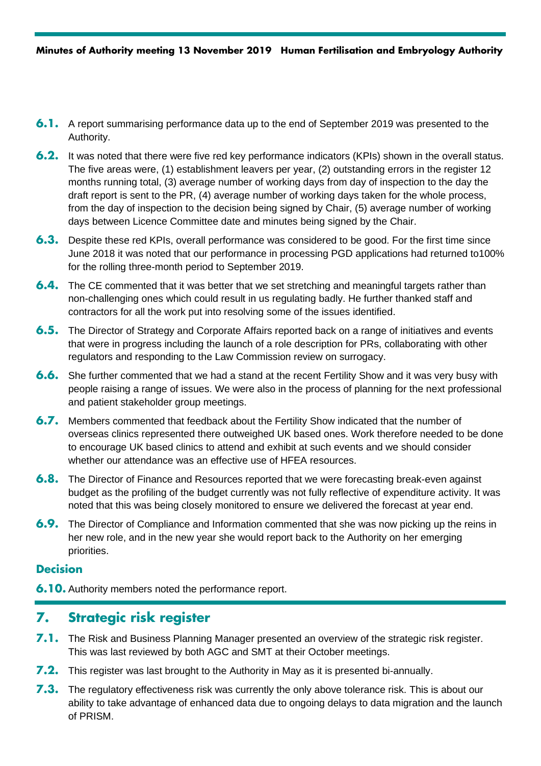**6.1.** A report summarising performance data up to the end of September 2019 was presented to the Authority.

**6.2.** It was noted that there were five red key performance indicators (KPIs) shown in the overall status. The five areas were, (1) establishment leavers per year, (2) outstanding errors in the register 12 months running total, (3) average number of working days from day of inspection to the day the draft report is sent to the PR, (4) average number of working days taken for the whole process, from the day of inspection to the decision being signed by Chair, (5) average number of working days between Licence Committee date and minutes being signed by the Chair.

**6.3.** Despite these red KPIs, overall performance was considered to be good. For the first time since June 2018 it was noted that our performance in processing PGD applications had returned to100% for the rolling three-month period to September 2019.

**6.4.** The CE commented that it was better that we set stretching and meaningful targets rather than non-challenging ones which could result in us regulating badly. He further thanked staff and contractors for all the work put into resolving some of the issues identified.

**6.5.** The Director of Strategy and Corporate Affairs reported back on a range of initiatives and events that were in progress including the launch of a role description for PRs, collaborating with other regulators and responding to the Law Commission review on surrogacy.

**6.6.** She further commented that we had a stand at the recent Fertility Show and it was very busy with people raising a range of issues. We were also in the process of planning for the next professional and patient stakeholder group meetings.

**6.7.** Members commented that feedback about the Fertility Show indicated that the number of overseas clinics represented there outweighed UK based ones. Work therefore needed to be done to encourage UK based clinics to attend and exhibit at such events and we should consider whether our attendance was an effective use of HFEA resources.

**6.8.** The Director of Finance and Resources reported that we were forecasting break-even against budget as the profiling of the budget currently was not fully reflective of expenditure activity. It was noted that this was being closely monitored to ensure we delivered the forecast at year end.

**6.9.** The Director of Compliance and Information commented that she was now picking up the reins in her new role, and in the new year she would report back to the Authority on her emerging priorities.

### Decision

**6.10.** Authority members noted the performance report.

## 7. Strategic risk register

**7.1.** The Risk and Business Planning Manager presented an overview of the strategic risk register. This was last reviewed by both AGC and SMT at their October meetings.

**7.2.** This register was last brought to the Authority in May as it is presented bi-annually.

**7.3.** The regulatory effectiveness risk was currently the only above tolerance risk. This is about our ability to take advantage of enhanced data due to ongoing delays to data migration and the launch of PRISM.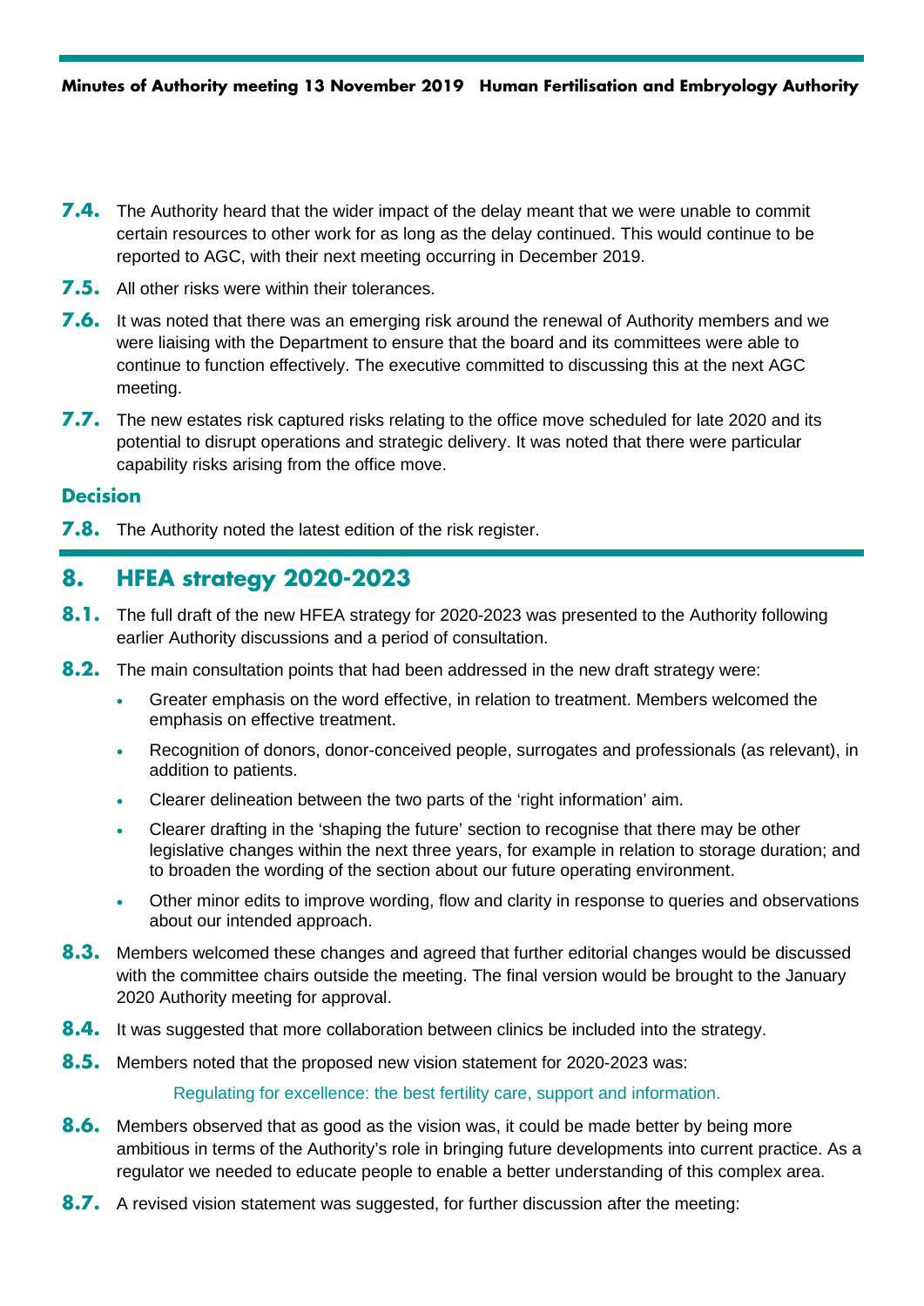**7.4.** The Authority heard that the wider impact of the delay meant that we were unable to commit certain resources to other work for as long as the delay continued. This would continue to be reported to AGC, with their next meeting occurring in December 2019.

**7.5.** All other risks were within their tolerances.

**7.6.** It was noted that there was an emerging risk around the renewal of Authority members and we were liaising with the Department to ensure that the board and its committees were able to continue to function effectively. The executive committed to discussing this at the next AGC meeting.

**7.7.** The new estates risk captured risks relating to the office move scheduled for late 2020 and its potential to disrupt operations and strategic delivery. It was noted that there were particular capability risks arising from the office move.

### Decision

**7.8.** The Authority noted the latest edition of the risk register.

## 8. HFEA strategy 2020-2023

**8.1.** The full draft of the new HFEA strategy for 2020-2023 was presented to the Authority following earlier Authority discussions and a period of consultation.

**8.2.** The main consultation points that had been addressed in the new draft strategy were:

- Greater emphasis on the word effective, in relation to treatment. Members welcomed the emphasis on effective treatment.
- Recognition of donors, donor-conceived people, surrogates and professionals (as relevant), in addition to patients.
- Clearer delineation between the two parts of the 'right information' aim.
- Clearer drafting in the 'shaping the future' section to recognise that there may be other legislative changes within the next three years, for example in relation to storage duration; and to broaden the wording of the section about our future operating environment.
- Other minor edits to improve wording, flow and clarity in response to queries and observations about our intended approach.

**8.3.** Members welcomed these changes and agreed that further editorial changes would be discussed with the committee chairs outside the meeting. The final version would be brought to the January 2020 Authority meeting for approval.

**8.4.** It was suggested that more collaboration between clinics be included into the strategy.

**8.5.** Members noted that the proposed new vision statement for 2020-2023 was:

Regulating for excellence: the best fertility care, support and information.

**8.6.** Members observed that as good as the vision was, it could be made better by being more ambitious in terms of the Authority's role in bringing future developments into current practice. As a regulator we needed to educate people to enable a better understanding of this complex area.

**8.7.** A revised vision statement was suggested, for further discussion after the meeting: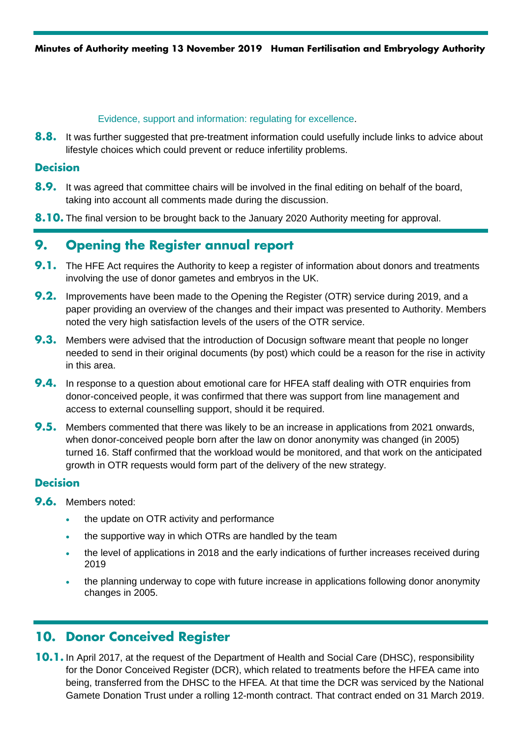Evidence, support and information: regulating for excellence.

**8.8.** It was further suggested that pre-treatment information could usefully include links to advice about lifestyle choices which could prevent or reduce infertility problems.

### Decision

**8.9.** It was agreed that committee chairs will be involved in the final editing on behalf of the board, taking into account all comments made during the discussion.

**8.10.** The final version to be brought back to the January 2020 Authority meeting for approval.

## 9. Opening the Register annual report

**9.1.** The HFE Act requires the Authority to keep a register of information about donors and treatments involving the use of donor gametes and embryos in the UK.

**9.2.** Improvements have been made to the Opening the Register (OTR) service during 2019, and a paper providing an overview of the changes and their impact was presented to Authority. Members noted the very high satisfaction levels of the users of the OTR service.

**9.3.** Members were advised that the introduction of Docusign software meant that people no longer needed to send in their original documents (by post) which could be a reason for the rise in activity in this area.

**9.4.** In response to a question about emotional care for HFEA staff dealing with OTR enquiries from donor-conceived people, it was confirmed that there was support from line management and access to external counselling support, should it be required.

**9.5.** Members commented that there was likely to be an increase in applications from 2021 onwards, when donor-conceived people born after the law on donor anonymity was changed (in 2005) turned 16. Staff confirmed that the workload would be monitored, and that work on the anticipated growth in OTR requests would form part of the delivery of the new strategy.

### Decision

**9.6.** Members noted:

- the update on OTR activity and performance
- the supportive way in which OTRs are handled by the team
- the level of applications in 2018 and the early indications of further increases received during 2019
- the planning underway to cope with future increase in applications following donor anonymity changes in 2005.

## 10. Donor Conceived Register

**10.1.** In April 2017, at the request of the Department of Health and Social Care (DHSC), responsibility for the Donor Conceived Register (DCR), which related to treatments before the HFEA came into being, transferred from the DHSC to the HFEA. At that time the DCR was serviced by the National Gamete Donation Trust under a rolling 12-month contract. That contract ended on 31 March 2019.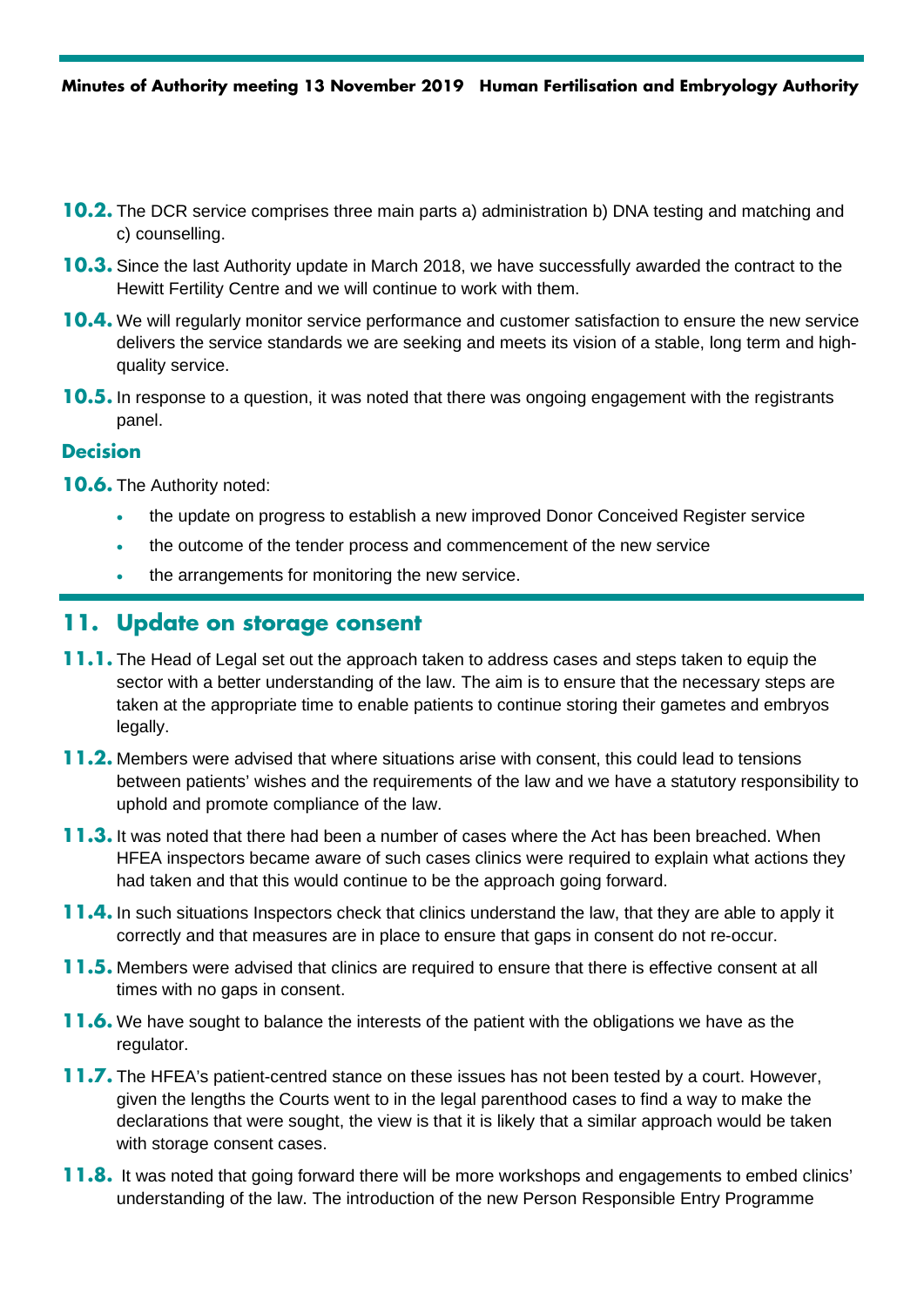**10.2.** The DCR service comprises three main parts a) administration b) DNA testing and matching and c) counselling.

**10.3.** Since the last Authority update in March 2018, we have successfully awarded the contract to the Hewitt Fertility Centre and we will continue to work with them.

**10.4.** We will regularly monitor service performance and customer satisfaction to ensure the new service delivers the service standards we are seeking and meets its vision of a stable, long term and high-quality service.

**10.5.** In response to a question, it was noted that there was ongoing engagement with the registrants panel.

### Decision

**10.6.** The Authority noted:

- the update on progress to establish a new improved Donor Conceived Register service
- the outcome of the tender process and commencement of the new service
- the arrangements for monitoring the new service.

## 11. Update on storage consent

**11.1.** The Head of Legal set out the approach taken to address cases and steps taken to equip the sector with a better understanding of the law. The aim is to ensure that the necessary steps are taken at the appropriate time to enable patients to continue storing their gametes and embryos legally.

**11.2.** Members were advised that where situations arise with consent, this could lead to tensions between patients' wishes and the requirements of the law and we have a statutory responsibility to uphold and promote compliance of the law.

**11.3.** It was noted that there had been a number of cases where the Act has been breached. When HFEA inspectors became aware of such cases clinics were required to explain what actions they had taken and that this would continue to be the approach going forward.

**11.4.** In such situations Inspectors check that clinics understand the law, that they are able to apply it correctly and that measures are in place to ensure that gaps in consent do not re-occur.

**11.5.** Members were advised that clinics are required to ensure that there is effective consent at all times with no gaps in consent.

**11.6.** We have sought to balance the interests of the patient with the obligations we have as the regulator.

**11.7.** The HFEA's patient-centred stance on these issues has not been tested by a court. However, given the lengths the Courts went to in the legal parenthood cases to find a way to make the declarations that were sought, the view is that it is likely that a similar approach would be taken with storage consent cases.

**11.8.** It was noted that going forward there will be more workshops and engagements to embed clinics' understanding of the law. The introduction of the new Person Responsible Entry Programme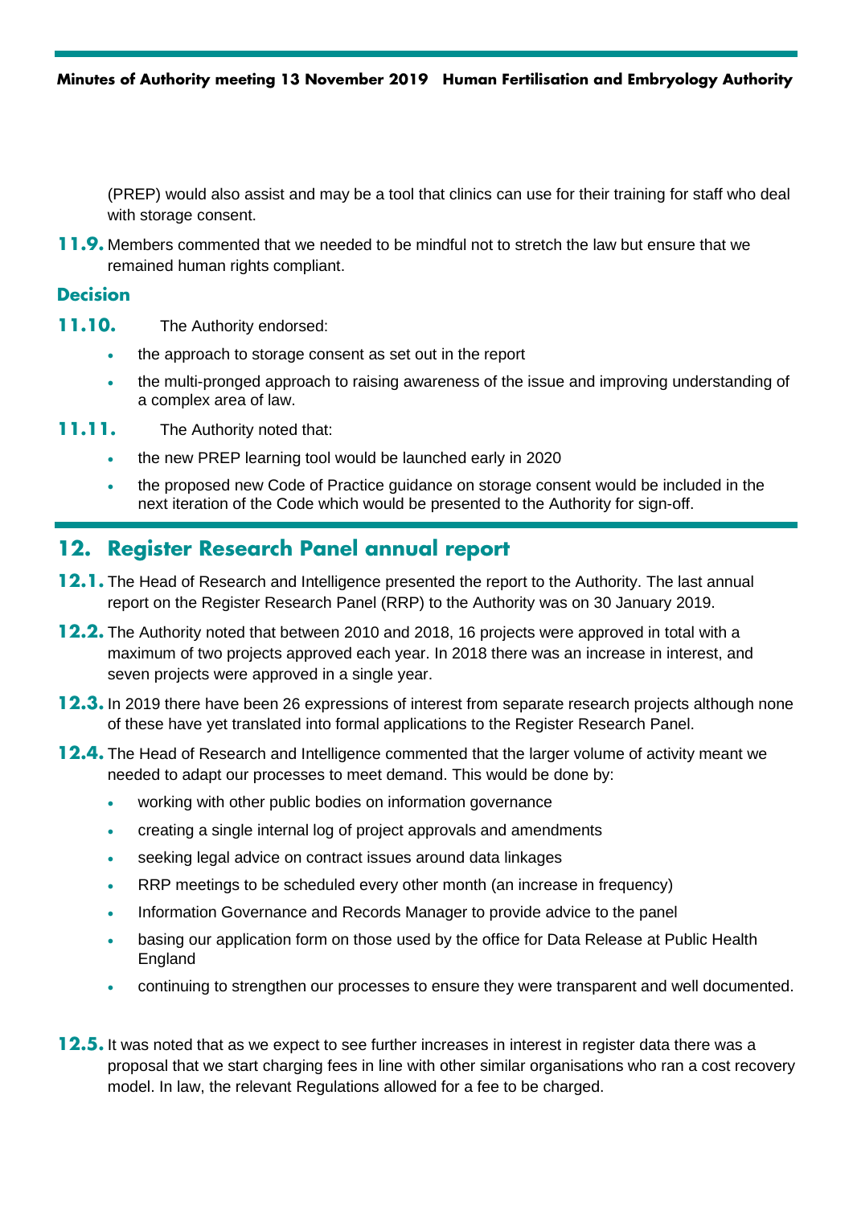(PREP) would also assist and may be a tool that clinics can use for their training for staff who deal with storage consent.

**11.9.** Members commented that we needed to be mindful not to stretch the law but ensure that we remained human rights compliant.

### Decision

**11.10.** The Authority endorsed:

- the approach to storage consent as set out in the report
- the multi-pronged approach to raising awareness of the issue and improving understanding of a complex area of law.

**11.11.** The Authority noted that:

- the new PREP learning tool would be launched early in 2020
- the proposed new Code of Practice guidance on storage consent would be included in the next iteration of the Code which would be presented to the Authority for sign-off.

## 12. Register Research Panel annual report

**12.1.** The Head of Research and Intelligence presented the report to the Authority. The last annual report on the Register Research Panel (RRP) to the Authority was on 30 January 2019.

**12.2.** The Authority noted that between 2010 and 2018, 16 projects were approved in total with a maximum of two projects approved each year. In 2018 there was an increase in interest, and seven projects were approved in a single year.

**12.3.** In 2019 there have been 26 expressions of interest from separate research projects although none of these have yet translated into formal applications to the Register Research Panel.

**12.4.** The Head of Research and Intelligence commented that the larger volume of activity meant we needed to adapt our processes to meet demand. This would be done by:

- working with other public bodies on information governance
- creating a single internal log of project approvals and amendments
- seeking legal advice on contract issues around data linkages
- RRP meetings to be scheduled every other month (an increase in frequency)
- Information Governance and Records Manager to provide advice to the panel
- basing our application form on those used by the office for Data Release at Public Health England
- continuing to strengthen our processes to ensure they were transparent and well documented.

**12.5.** It was noted that as we expect to see further increases in interest in register data there was a proposal that we start charging fees in line with other similar organisations who ran a cost recovery model. In law, the relevant Regulations allowed for a fee to be charged.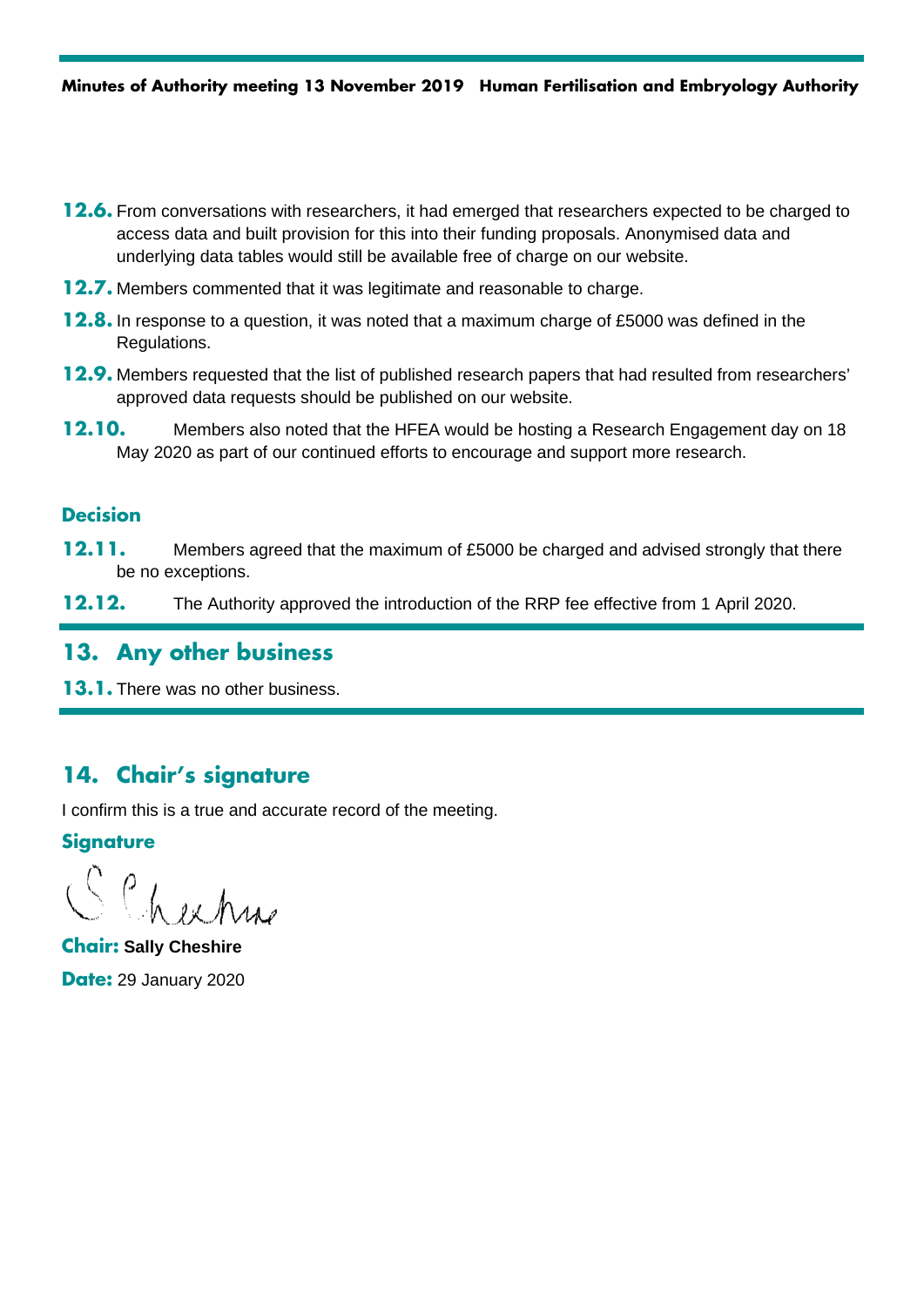**12.6.** From conversations with researchers, it had emerged that researchers expected to be charged to access data and built provision for this into their funding proposals. Anonymised data and underlying data tables would still be available free of charge on our website.

**12.7.** Members commented that it was legitimate and reasonable to charge.

**12.8.** In response to a question, it was noted that a maximum charge of £5000 was defined in the Regulations.

**12.9.** Members requested that the list of published research papers that had resulted from researchers' approved data requests should be published on our website.

**12.10.** Members also noted that the HFEA would be hosting a Research Engagement day on 18 May 2020 as part of our continued efforts to encourage and support more research.

### Decision

**12.11.** Members agreed that the maximum of £5000 be charged and advised strongly that there be no exceptions.

**12.12.** The Authority approved the introduction of the RRP fee effective from 1 April 2020.

## 13. Any other business

**13.1.** There was no other business.

## 14. Chair's signature

I confirm this is a true and accurate record of the meeting.

### Signature

S Cheshire

**Chair:** **Sally Cheshire**

**Date:** 29 January 2020